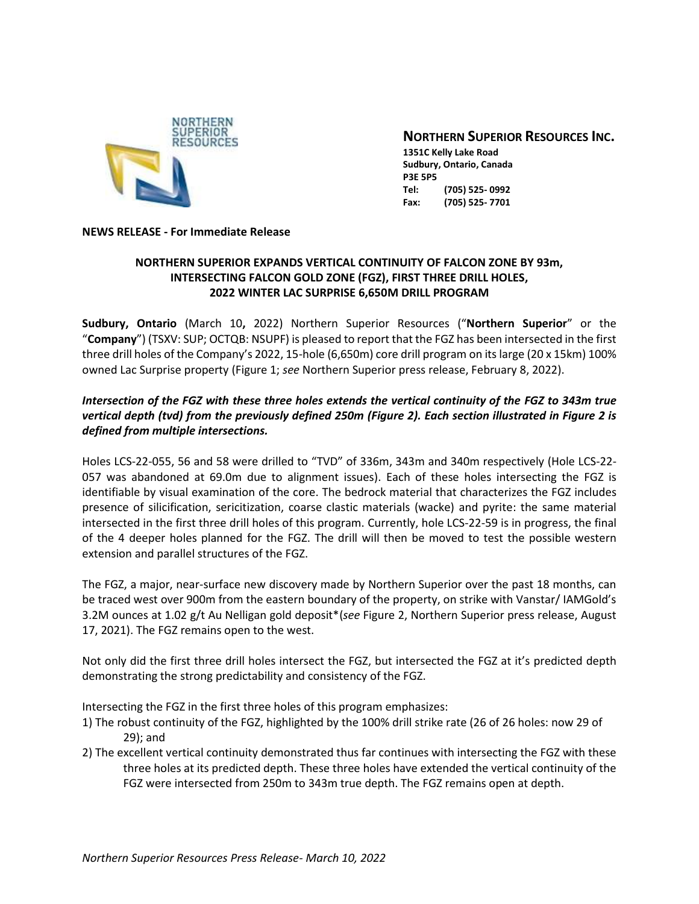**NORTHERN SUPERIOR RESOURCES INC.**
**1351C Kelly Lake Road**
**Sudbury, Ontario, Canada**
**P3E 5P5**
**Tel: (705) 525- 0992**
**Fax: (705) 525- 7701**

**NEWS RELEASE - For Immediate Release**

**NORTHERN SUPERIOR EXPANDS VERTICAL CONTINUITY OF FALCON ZONE BY 93m, INTERSECTING FALCON GOLD ZONE (FGZ), FIRST THREE DRILL HOLES, 2022 WINTER LAC SURPRISE 6,650M DRILL PROGRAM**

**Sudbury, Ontario** (March 10**,** 2022) Northern Superior Resources ("**Northern Superior**" or the "**Company**") (TSXV: SUP; OCTQB: NSUPF) is pleased to report that the FGZ has been intersected in the first three drill holes of the Company's 2022, 15-hole (6,650m) core drill program on its large (20 x 15km) 100% owned Lac Surprise property (Figure 1; *see* Northern Superior press release, February 8, 2022).

***Intersection of the FGZ with these three holes extends the vertical continuity of the FGZ to 343m true vertical depth (tvd) from the previously defined 250m (Figure 2). Each section illustrated in Figure 2 is defined from multiple intersections.***

Holes LCS-22-055, 56 and 58 were drilled to "TVD" of 336m, 343m and 340m respectively (Hole LCS-22-057 was abandoned at 69.0m due to alignment issues). Each of these holes intersecting the FGZ is identifiable by visual examination of the core. The bedrock material that characterizes the FGZ includes presence of silicification, sericitization, coarse clastic materials (wacke) and pyrite: the same material intersected in the first three drill holes of this program. Currently, hole LCS-22-59 is in progress, the final of the 4 deeper holes planned for the FGZ. The drill will then be moved to test the possible western extension and parallel structures of the FGZ.

The FGZ, a major, near-surface new discovery made by Northern Superior over the past 18 months, can be traced west over 900m from the eastern boundary of the property, on strike with Vanstar/ IAMGold's 3.2M ounces at 1.02 g/t Au Nelligan gold deposit*(*see* Figure 2, Northern Superior press release, August 17, 2021). The FGZ remains open to the west.

Not only did the first three drill holes intersect the FGZ, but intersected the FGZ at it's predicted depth demonstrating the strong predictability and consistency of the FGZ.

Intersecting the FGZ in the first three holes of this program emphasizes:

1) The robust continuity of the FGZ, highlighted by the 100% drill strike rate (26 of 26 holes: now 29 of 29); and
2) The excellent vertical continuity demonstrated thus far continues with intersecting the FGZ with these three holes at its predicted depth. These three holes have extended the vertical continuity of the FGZ were intersected from 250m to 343m true depth. The FGZ remains open at depth.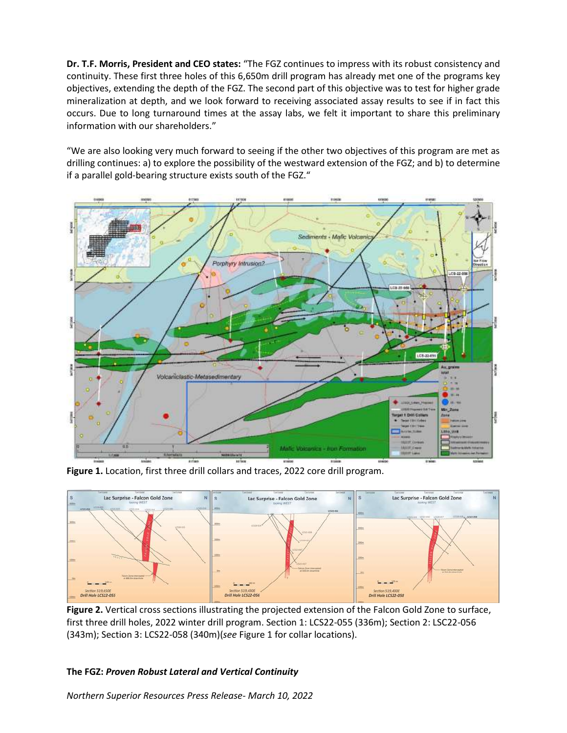**Dr. T.F. Morris, President and CEO states:** "The FGZ continues to impress with its robust consistency and continuity. These first three holes of this 6,650m drill program has already met one of the programs key objectives, extending the depth of the FGZ. The second part of this objective was to test for higher grade mineralization at depth, and we look forward to receiving associated assay results to see if in fact this occurs. Due to long turnaround times at the assay labs, we felt it important to share this preliminary information with our shareholders."

"We are also looking very much forward to seeing if the other two objectives of this program are met as drilling continues: a) to explore the possibility of the westward extension of the FGZ; and b) to determine if a parallel gold-bearing structure exists south of the FGZ."

**Figure 1.** Location, first three drill collars and traces, 2022 core drill program.

**Figure 2.** Vertical cross sections illustrating the projected extension of the Falcon Gold Zone to surface, first three drill holes, 2022 winter drill program. Section 1: LCS22-055 (336m); Section 2: LSC22-056 (343m); Section 3: LCS22-058 (340m)(*see* Figure 1 for collar locations).

**The FGZ: *Proven Robust Lateral and Vertical Continuity***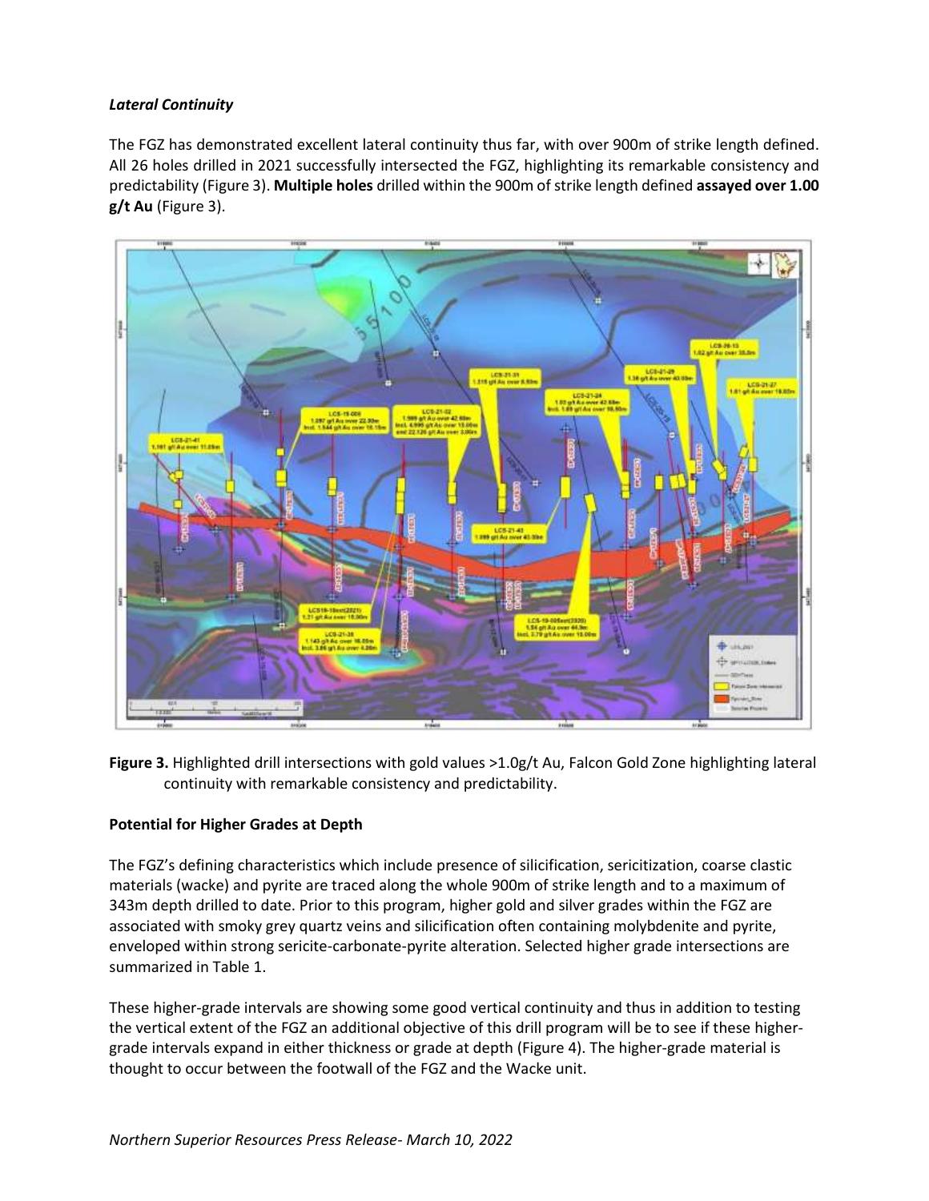***Lateral Continuity***

The FGZ has demonstrated excellent lateral continuity thus far, with over 900m of strike length defined. All 26 holes drilled in 2021 successfully intersected the FGZ, highlighting its remarkable consistency and predictability (Figure 3). **Multiple holes** drilled within the 900m of strike length defined **assayed over 1.00 g/t Au** (Figure 3).

**Figure 3.** Highlighted drill intersections with gold values >1.0g/t Au, Falcon Gold Zone highlighting lateral continuity with remarkable consistency and predictability.

**Potential for Higher Grades at Depth**

The FGZ's defining characteristics which include presence of silicification, sericitization, coarse clastic materials (wacke) and pyrite are traced along the whole 900m of strike length and to a maximum of 343m depth drilled to date. Prior to this program, higher gold and silver grades within the FGZ are associated with smoky grey quartz veins and silicification often containing molybdenite and pyrite, enveloped within strong sericite-carbonate-pyrite alteration. Selected higher grade intersections are summarized in Table 1.

These higher-grade intervals are showing some good vertical continuity and thus in addition to testing the vertical extent of the FGZ an additional objective of this drill program will be to see if these higher-grade intervals expand in either thickness or grade at depth (Figure 4). The higher-grade material is thought to occur between the footwall of the FGZ and the Wacke unit.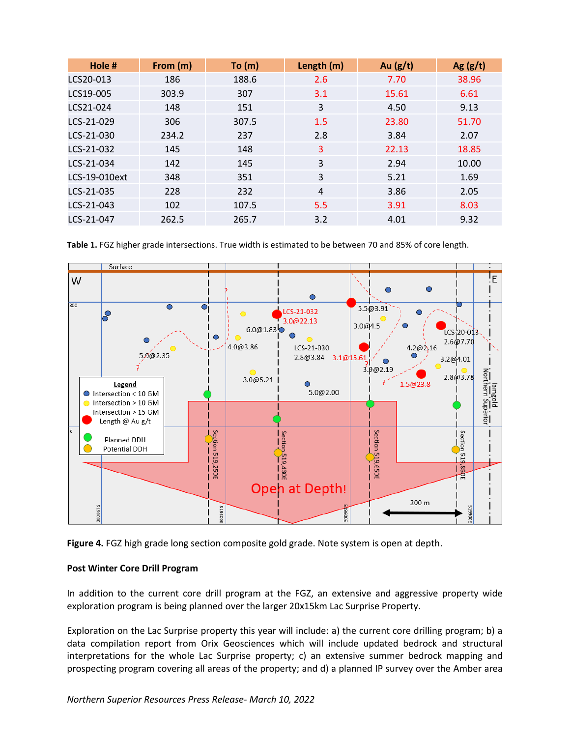| Hole # | From (m) | To (m) | Length (m) | Au (g/t) | Ag (g/t) |
|---|---|---|---|---|---|
| LCS20-013 | 186 | 188.6 | 2.6 | 7.70 | 38.96 |
| LCS19-005 | 303.9 | 307 | 3.1 | 15.61 | 6.61 |
| LCS21-024 | 148 | 151 | 3 | 4.50 | 9.13 |
| LCS-21-029 | 306 | 307.5 | 1.5 | 23.80 | 51.70 |
| LCS-21-030 | 234.2 | 237 | 2.8 | 3.84 | 2.07 |
| LCS-21-032 | 145 | 148 | 3 | 22.13 | 18.85 |
| LCS-21-034 | 142 | 145 | 3 | 2.94 | 10.00 |
| LCS-19-010ext | 348 | 351 | 3 | 5.21 | 1.69 |
| LCS-21-035 | 228 | 232 | 4 | 3.86 | 2.05 |
| LCS-21-043 | 102 | 107.5 | 5.5 | 3.91 | 8.03 |
| LCS-21-047 | 262.5 | 265.7 | 3.2 | 4.01 | 9.32 |

**Table 1.** FGZ higher grade intersections. True width is estimated to be between 70 and 85% of core length.

**Figure 4.** FGZ high grade long section composite gold grade. Note system is open at depth.

**Post Winter Core Drill Program**

In addition to the current core drill program at the FGZ, an extensive and aggressive property wide exploration program is being planned over the larger 20x15km Lac Surprise Property.

Exploration on the Lac Surprise property this year will include: a) the current core drilling program; b) a data compilation report from Orix Geosciences which will include updated bedrock and structural interpretations for the whole Lac Surprise property; c) an extensive summer bedrock mapping and prospecting program covering all areas of the property; and d) a planned IP survey over the Amber area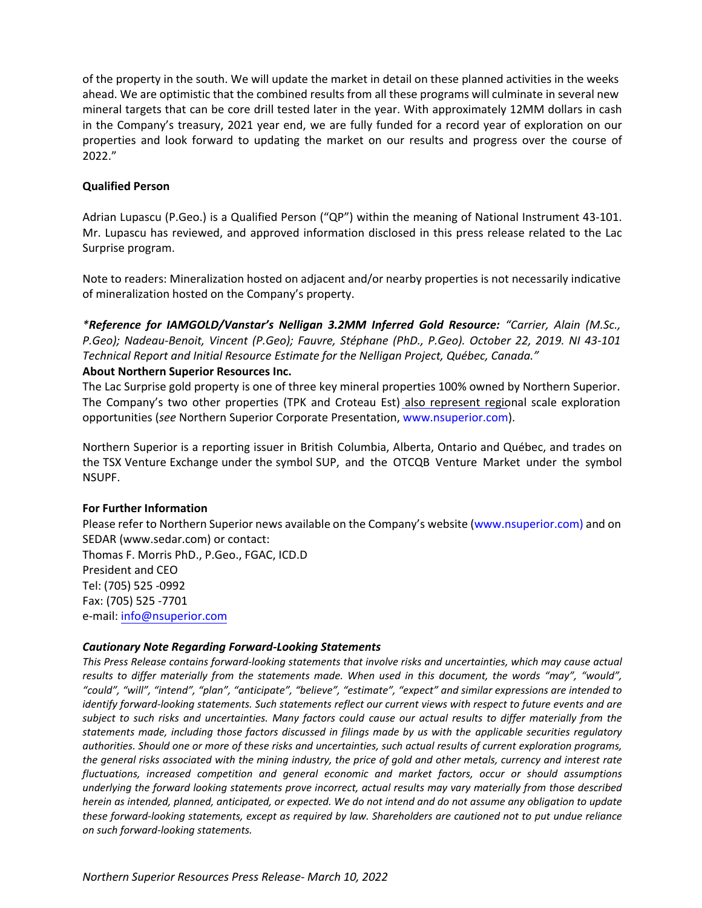of the property in the south. We will update the market in detail on these planned activities in the weeks ahead. We are optimistic that the combined results from all these programs will culminate in several new mineral targets that can be core drill tested later in the year. With approximately 12MM dollars in cash in the Company's treasury, 2021 year end, we are fully funded for a record year of exploration on our properties and look forward to updating the market on our results and progress over the course of 2022."

**Qualified Person**

Adrian Lupascu (P.Geo.) is a Qualified Person ("QP") within the meaning of National Instrument 43-101. Mr. Lupascu has reviewed, and approved information disclosed in this press release related to the Lac Surprise program.

Note to readers: Mineralization hosted on adjacent and/or nearby properties is not necessarily indicative of mineralization hosted on the Company's property.

***Reference for IAMGOLD/Vanstar's Nelligan 3.2MM Inferred Gold Resource:*** *"Carrier, Alain (M.Sc., P.Geo); Nadeau-Benoit, Vincent (P.Geo); Fauvre, Stéphane (PhD., P.Geo). October 22, 2019. NI 43-101 Technical Report and Initial Resource Estimate for the Nelligan Project, Québec, Canada."*

**About Northern Superior Resources Inc.**

The Lac Surprise gold property is one of three key mineral properties 100% owned by Northern Superior. The Company's two other properties (TPK and Croteau Est) also represent regional scale exploration opportunities (*see* Northern Superior Corporate Presentation, www.nsuperior.com).

Northern Superior is a reporting issuer in British Columbia, Alberta, Ontario and Québec, and trades on the TSX Venture Exchange under the symbol SUP, and the OTCQB Venture Market under the symbol NSUPF.

**For Further Information**

Please refer to Northern Superior news available on the Company's website (www.nsuperior.com) and on SEDAR (www.sedar.com) or contact:
Thomas F. Morris PhD., P.Geo., FGAC, ICD.D
President and CEO
Tel: (705) 525 -0992
Fax: (705) 525 -7701
e-mail: info@nsuperior.com

***Cautionary Note Regarding Forward-Looking Statements***

*This Press Release contains forward-looking statements that involve risks and uncertainties, which may cause actual results to differ materially from the statements made. When used in this document, the words "may", "would", "could", "will", "intend", "plan", "anticipate", "believe", "estimate", "expect" and similar expressions are intended to identify forward-looking statements. Such statements reflect our current views with respect to future events and are subject to such risks and uncertainties. Many factors could cause our actual results to differ materially from the statements made, including those factors discussed in filings made by us with the applicable securities regulatory authorities. Should one or more of these risks and uncertainties, such actual results of current exploration programs, the general risks associated with the mining industry, the price of gold and other metals, currency and interest rate fluctuations, increased competition and general economic and market factors, occur or should assumptions underlying the forward looking statements prove incorrect, actual results may vary materially from those described herein as intended, planned, anticipated, or expected. We do not intend and do not assume any obligation to update these forward-looking statements, except as required by law. Shareholders are cautioned not to put undue reliance on such forward-looking statements.*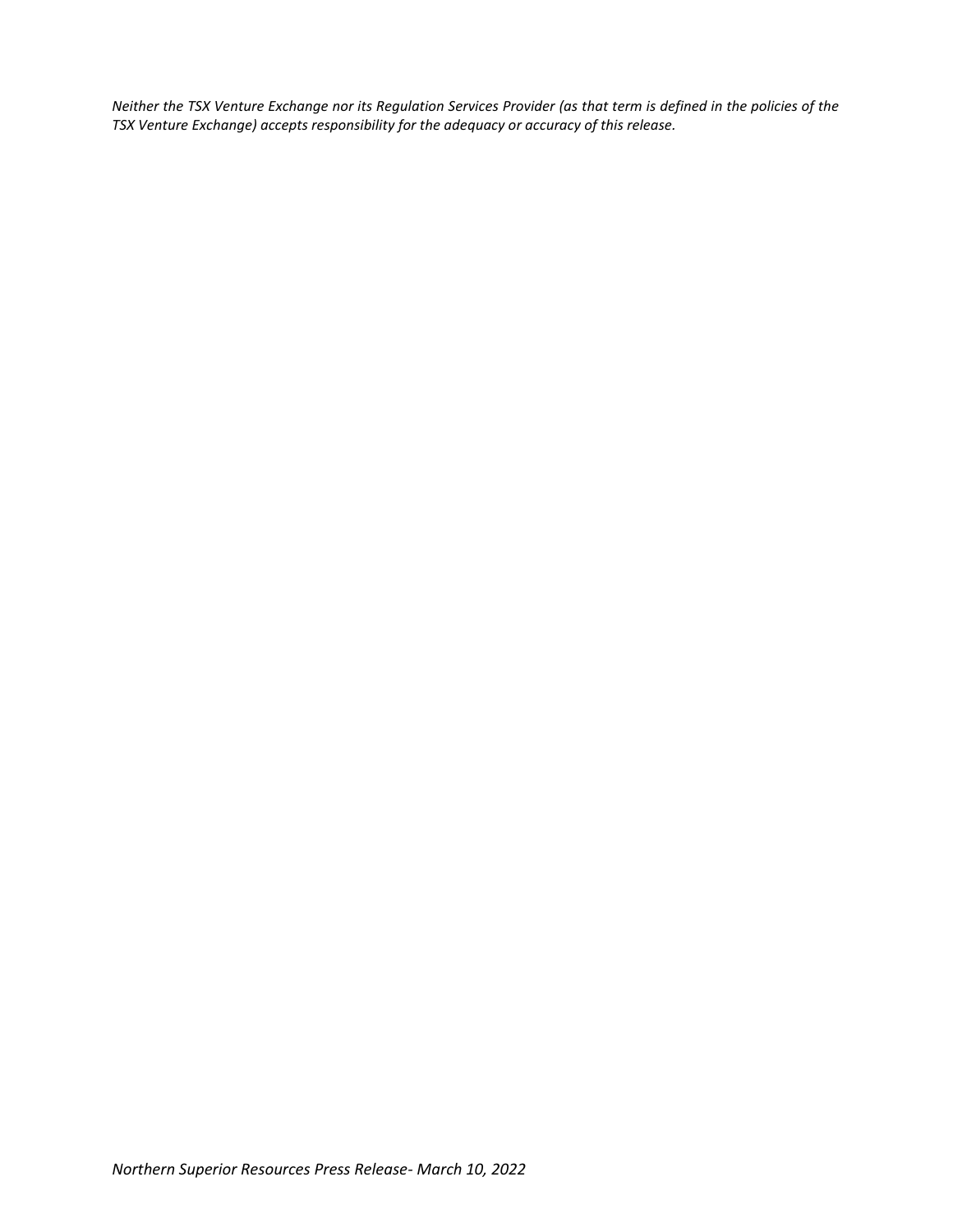*Neither the TSX Venture Exchange nor its Regulation Services Provider (as that term is defined in the policies of the TSX Venture Exchange) accepts responsibility for the adequacy or accuracy of this release.*